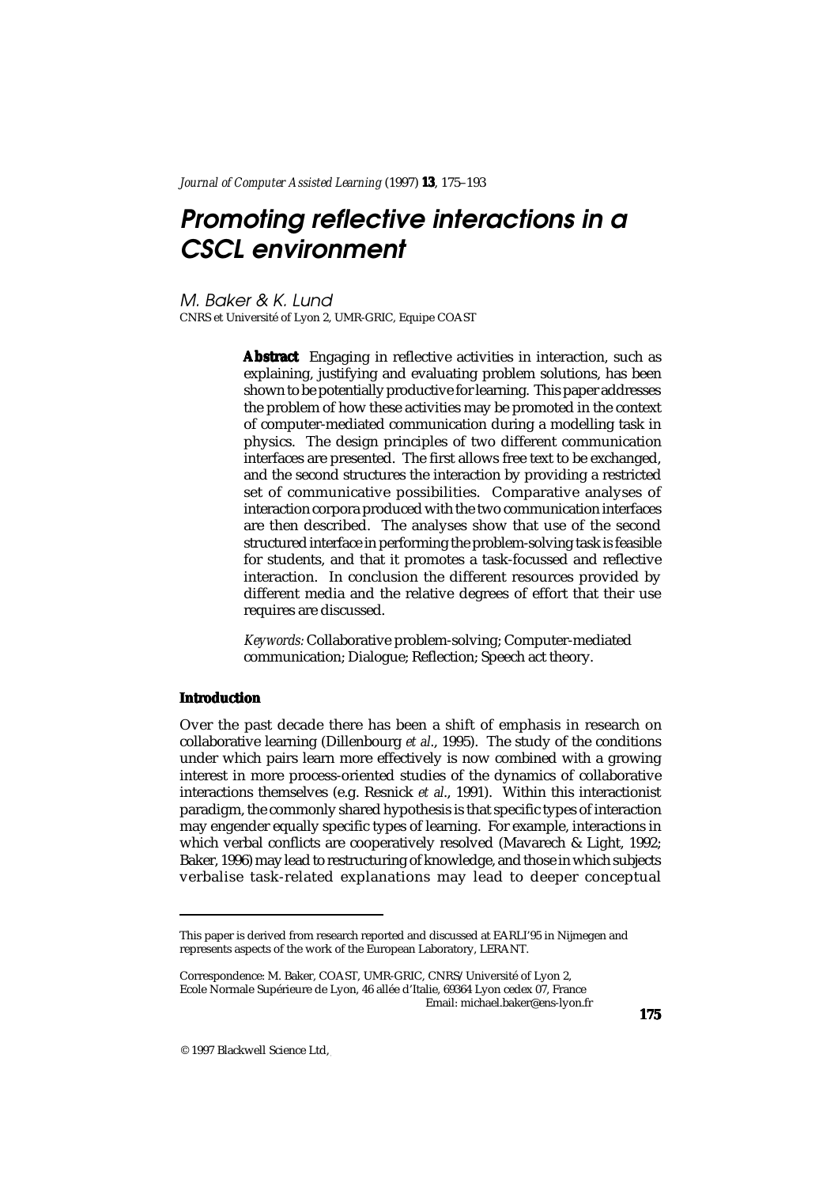*Journal of Computer Assisted Learning* (1997) **13**, 175–193

# Promoting reflective interactions in a CSCL environment

*M. Baker & K. Lund*

CNRS et Université de Lyon 2, UMR-GRIC, Equipe COAST

**Abstract** Engaging in reflective activities in interaction, such as explaining, justifying and evaluating problem solutions, has been shown to be potentially productive for learning. This paper addresses the problem of how these activities may be promoted in the context of computer-mediated communication during a modelling task in physics. The design principles of two different communication interfaces are presented. The first allows free text to be exchanged, and the second structures the interaction by providing a restricted set of communicative possibilities. Comparative analyses of interaction corpora produced with the two communication interfaces are then described. The analyses show that use of the second structured interface in performing the problem-solving task is feasible for students, and that it promotes a task-focussed and reflective interaction. In conclusion the different resources provided by different media and the relative degrees of effort that their use requires are discussed.

*Keywords:* Collaborative problem-solving; Computer-mediated communication; Dialogue; Reflection; Speech act theory.

## Introduction

Over the past decade there has been a shift of emphasis in research on collaborative learning (Dillenbourg *et al*., 1995). The study of the conditions under which pairs learn more effectively is now combined with a growing interest in more process-oriented studies of the dynamics of collaborative interactions themselves (e.g. Resnick *et al*., 1991). Within this interactionist paradigm, the commonly shared hypothesis is that specific types of interaction may engender equally specific types of learning. For example, interactions in which verbal conflicts are cooperatively resolved (Mavarech & Light, 1992; Baker, 1996) may lead to restructuring of knowledge, and those in which subjects verbalise task-related explanations may lead to deeper conceptual

---

This paper is derived from research reported and discussed at EARLI'95 in Nijmegen and represents aspects of the work of the European Laboratory, LERANT.

Correspondence: M. Baker, COAST, UMR-GRIC, CNRS/Université of Lyon 2, Ecole Normale Supérieure de Lyon, 46 allée d'Italie, 69364 Lyon cedex 07, France
Email: michael.baker@ens-lyon.fr

© 1997 Blackwell Science Ltd,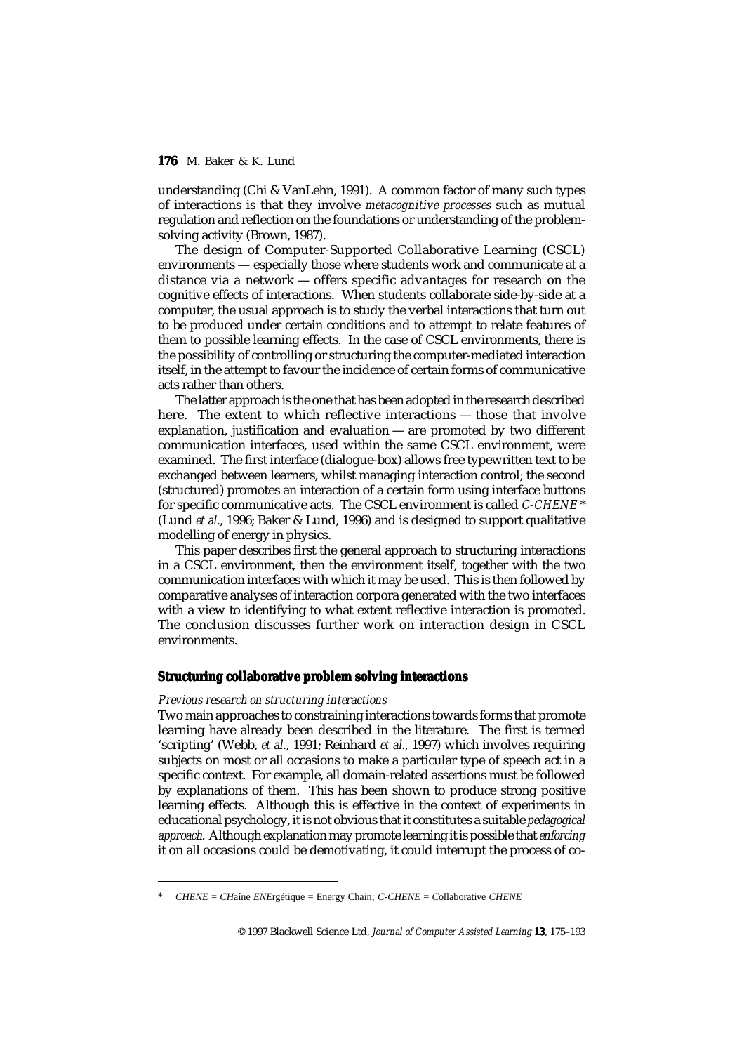understanding (Chi & VanLehn, 1991). A common factor of many such types of interactions is that they involve *metacognitive processes* such as mutual regulation and reflection on the foundations or understanding of the problem-solving activity (Brown, 1987).

The design of Computer-Supported Collaborative Learning (CSCL) environments — especially those where students work and communicate at a distance via a network — offers specific advantages for research on the cognitive effects of interactions. When students collaborate side-by-side at a computer, the usual approach is to study the verbal interactions that turn out to be produced under certain conditions and to attempt to relate features of them to possible learning effects. In the case of CSCL environments, there is the possibility of controlling or structuring the computer-mediated interaction itself, in the attempt to favour the incidence of certain forms of communicative acts rather than others.

The latter approach is the one that has been adopted in the research described here. The extent to which reflective interactions — those that involve explanation, justification and evaluation — are promoted by two different communication interfaces, used within the same CSCL environment, were examined. The first interface (dialogue-box) allows free typewritten text to be exchanged between learners, whilst managing interaction control; the second (structured) promotes an interaction of a certain form using interface buttons for specific communicative acts. The CSCL environment is called *C-CHENE* * (Lund *et al*., 1996; Baker & Lund, 1996) and is designed to support qualitative modelling of energy in physics.

This paper describes first the general approach to structuring interactions in a CSCL environment, then the environment itself, together with the two communication interfaces with which it may be used. This is then followed by comparative analyses of interaction corpora generated with the two interfaces with a view to identifying to what extent reflective interaction is promoted. The conclusion discusses further work on interaction design in CSCL environments.

## Structuring collaborative problem solving interactions

### *Previous research on structuring interactions*

Two main approaches to constraining interactions towards forms that promote learning have already been described in the literature. The first is termed 'scripting' (Webb, *et al*., 1991; Reinhard *et al*., 1997) which involves requiring subjects on most or all occasions to make a particular type of speech act in a specific context. For example, all domain-related assertions must be followed by explanations of them. This has been shown to produce strong positive learning effects. Although this is effective in the context of experiments in educational psychology, it is not obvious that it constitutes a suitable *pedagogical approach*. Although explanation may promote learning it is possible that *enforcing* it on all occasions could be demotivating, it could interrupt the process of co-

\* *CHENE* = *CHA*îne *ENE*rgétique = Energy Chain; *C-CHENE* = *C*ollaborative *CHENE*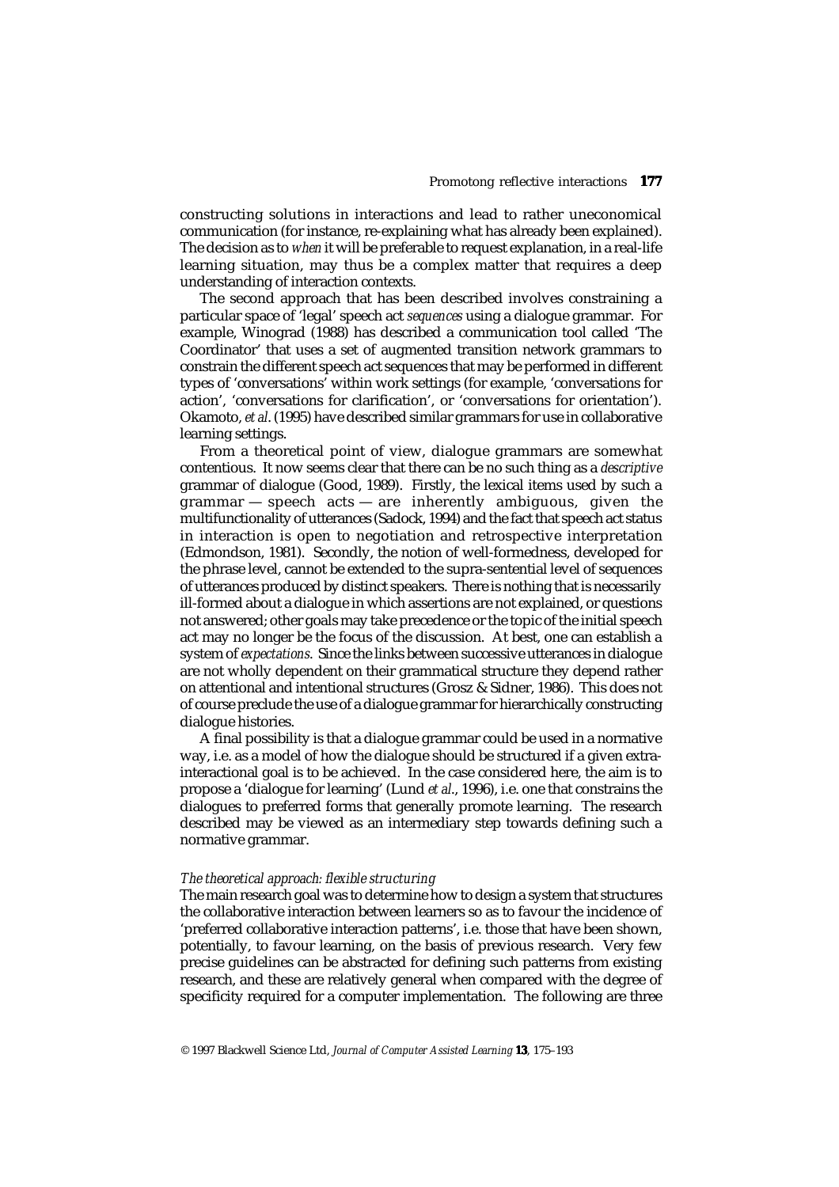constructing solutions in interactions and lead to rather uneconomical communication (for instance, re-explaining what has already been explained). The decision as to *when* it will be preferable to request explanation, in a real-life learning situation, may thus be a complex matter that requires a deep understanding of interaction contexts.

The second approach that has been described involves constraining a particular space of 'legal' speech act *sequences* using a dialogue grammar. For example, Winograd (1988) has described a communication tool called 'The Coordinator' that uses a set of augmented transition network grammars to constrain the different speech act sequences that may be performed in different types of 'conversations' within work settings (for example, 'conversations for action', 'conversations for clarification', or 'conversations for orientation'). Okamoto, *et al*. (1995) have described similar grammars for use in collaborative learning settings.

From a theoretical point of view, dialogue grammars are somewhat contentious. It now seems clear that there can be no such thing as a *descriptive* grammar of dialogue (Good, 1989). Firstly, the lexical items used by such a grammar — speech acts — are inherently ambiguous, given the multifunctionality of utterances (Sadock, 1994) and the fact that speech act status in interaction is open to negotiation and retrospective interpretation (Edmondson, 1981). Secondly, the notion of well-formedness, developed for the phrase level, cannot be extended to the supra-sentential level of sequences of utterances produced by distinct speakers. There is nothing that is necessarily ill-formed about a dialogue in which assertions are not explained, or questions not answered; other goals may take precedence or the topic of the initial speech act may no longer be the focus of the discussion. At best, one can establish a system of *expectations*. Since the links between successive utterances in dialogue are not wholly dependent on their grammatical structure they depend rather on attentional and intentional structures (Grosz & Sidner, 1986). This does not of course preclude the use of a dialogue grammar for hierarchically constructing dialogue histories.

A final possibility is that a dialogue grammar could be used in a normative way, i.e. as a model of how the dialogue should be structured if a given extra-interactional goal is to be achieved. In the case considered here, the aim is to propose a 'dialogue for learning' (Lund *et al*., 1996), i.e. one that constrains the dialogues to preferred forms that generally promote learning. The research described may be viewed as an intermediary step towards defining such a normative grammar.

### *The theoretical approach: flexible structuring*

The main research goal was to determine how to design a system that structures the collaborative interaction between learners so as to favour the incidence of 'preferred collaborative interaction patterns', i.e. those that have been shown, potentially, to favour learning, on the basis of previous research. Very few precise guidelines can be abstracted for defining such patterns from existing research, and these are relatively general when compared with the degree of specificity required for a computer implementation. The following are three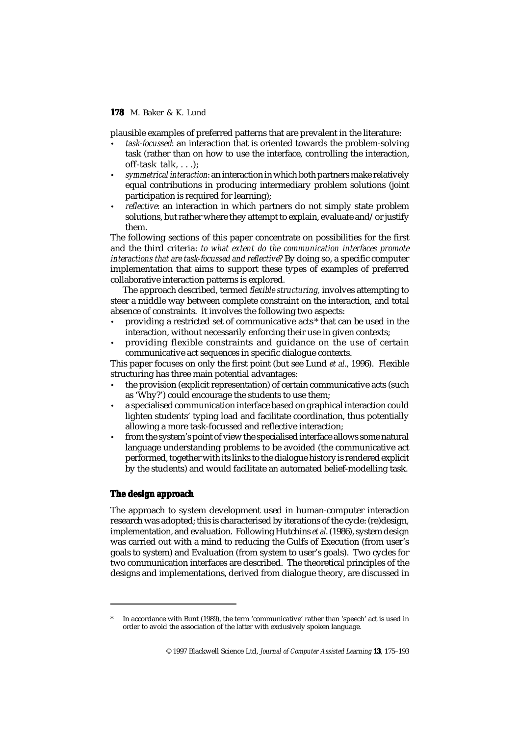plausible examples of preferred patterns that are prevalent in the literature:

- *task-focussed*: an interaction that is oriented towards the problem-solving task (rather than on how to use the interface, controlling the interaction, off-task talk, . . .);
- *symmetrical interaction*: an interaction in which both partners make relatively equal contributions in producing intermediary problem solutions (joint participation is required for learning);
- *reflective*: an interaction in which partners do not simply state problem solutions, but rather where they attempt to explain, evaluate and/or justify them.

The following sections of this paper concentrate on possibilities for the first and the third criteria: *to what extent do the communication interfaces promote interactions that are task-focussed and reflective?* By doing so, a specific computer implementation that aims to support these types of examples of preferred collaborative interaction patterns is explored.

The approach described, termed *flexible structuring,* involves attempting to steer a middle way between complete constraint on the interaction, and total absence of constraints. It involves the following two aspects:

- providing a restricted set of communicative acts* that can be used in the interaction, without necessarily enforcing their use in given contexts;
- providing flexible constraints and guidance on the use of certain communicative act sequences in specific dialogue contexts.

This paper focuses on only the first point (but see Lund *et al*., 1996). Flexible structuring has three main potential advantages:

- the provision (explicit representation) of certain communicative acts (such as 'Why?') could encourage the students to use them;
- a specialised communication interface based on graphical interaction could lighten students' typing load and facilitate coordination, thus potentially allowing a more task-focussed and reflective interaction;
- from the system's point of view the specialised interface allows some natural language understanding problems to be avoided (the communicative act performed, together with its links to the dialogue history is rendered explicit by the students) and would facilitate an automated belief-modelling task.

## The design approach

The approach to system development used in human-computer interaction research was adopted; this is characterised by iterations of the cycle: (re)design, implementation, and evaluation. Following Hutchins *et al*. (1986), system design was carried out with a mind to reducing the Gulfs of Execution (from user's goals to system) and Evaluation (from system to user's goals). Two cycles for two communication interfaces are described. The theoretical principles of the designs and implementations, derived from dialogue theory, are discussed in

---

* In accordance with Bunt (1989), the term 'communicative' rather than 'speech' act is used in order to avoid the association of the latter with exclusively spoken language.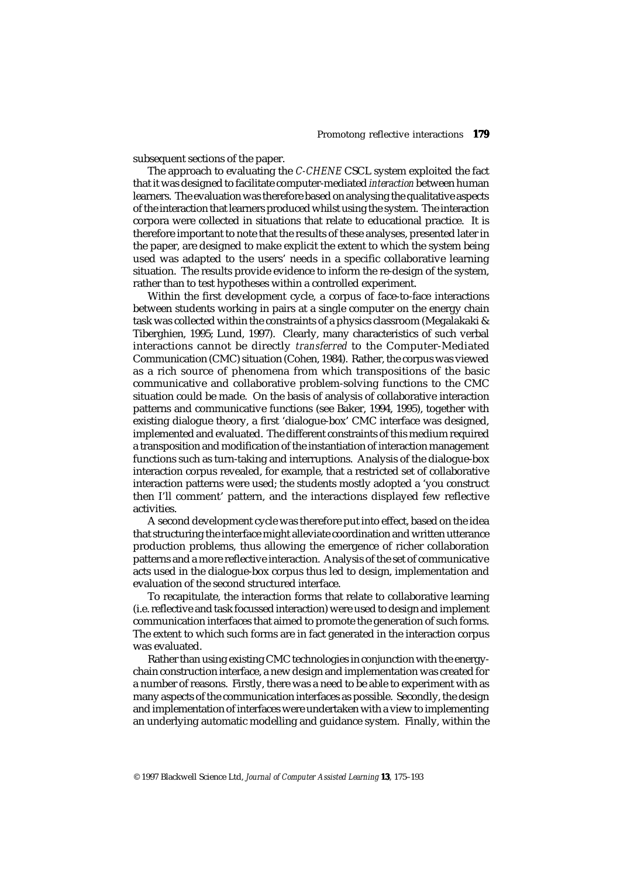subsequent sections of the paper.

The approach to evaluating the *C-CHENE* CSCL system exploited the fact that it was designed to facilitate computer-mediated *interaction* between human learners. The evaluation was therefore based on analysing the qualitative aspects of the interaction that learners produced whilst using the system. The interaction corpora were collected in situations that relate to educational practice. It is therefore important to note that the results of these analyses, presented later in the paper, are designed to make explicit the extent to which the system being used was adapted to the users' needs in a specific collaborative learning situation. The results provide evidence to inform the re-design of the system, rather than to test hypotheses within a controlled experiment.

Within the first development cycle, a corpus of face-to-face interactions between students working in pairs at a single computer on the energy chain task was collected within the constraints of a physics classroom (Megalakaki & Tiberghien, 1995; Lund, 1997). Clearly, many characteristics of such verbal interactions cannot be directly *transferred* to the Computer-Mediated Communication (CMC) situation (Cohen, 1984). Rather, the corpus was viewed as a rich source of phenomena from which transpositions of the basic communicative and collaborative problem-solving functions to the CMC situation could be made. On the basis of analysis of collaborative interaction patterns and communicative functions (see Baker, 1994, 1995), together with existing dialogue theory, a first 'dialogue-box' CMC interface was designed, implemented and evaluated. The different constraints of this medium required a transposition and modification of the instantiation of interaction management functions such as turn-taking and interruptions. Analysis of the dialogue-box interaction corpus revealed, for example, that a restricted set of collaborative interaction patterns were used; the students mostly adopted a 'you construct then I'll comment' pattern, and the interactions displayed few reflective activities.

A second development cycle was therefore put into effect, based on the idea that structuring the interface might alleviate coordination and written utterance production problems, thus allowing the emergence of richer collaboration patterns and a more reflective interaction. Analysis of the set of communicative acts used in the dialogue-box corpus thus led to design, implementation and evaluation of the second structured interface.

To recapitulate, the interaction forms that relate to collaborative learning (i.e. reflective and task focussed interaction) were used to design and implement communication interfaces that aimed to promote the generation of such forms. The extent to which such forms are in fact generated in the interaction corpus was evaluated.

Rather than using existing CMC technologies in conjunction with the energy-chain construction interface, a new design and implementation was created for a number of reasons. Firstly, there was a need to be able to experiment with as many aspects of the communication interfaces as possible. Secondly, the design and implementation of interfaces were undertaken with a view to implementing an underlying automatic modelling and guidance system. Finally, within the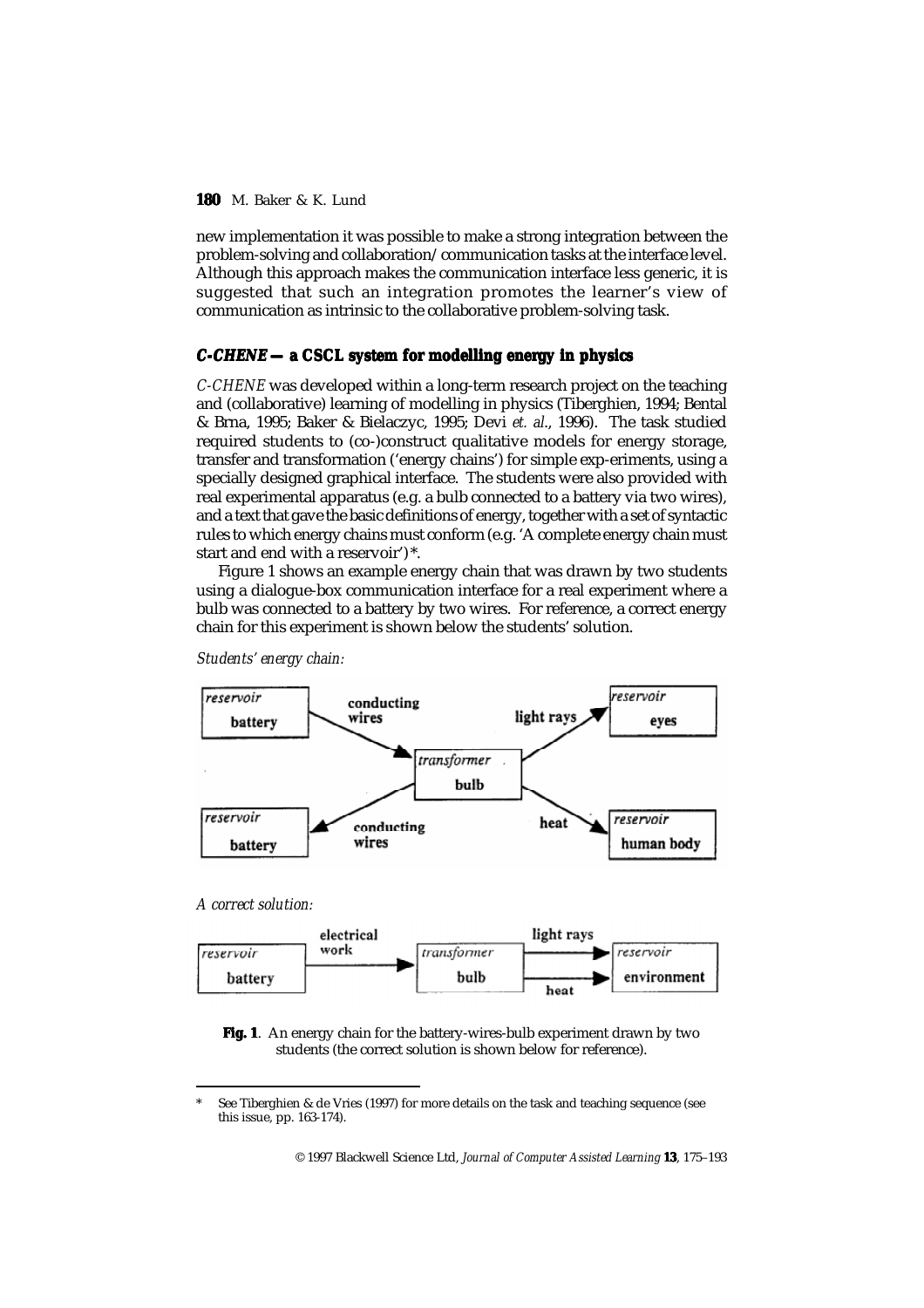new implementation it was possible to make a strong integration between the problem-solving and collaboration/communication tasks at the interface level. Although this approach makes the communication interface less generic, it is suggested that such an integration promotes the learner's view of communication as intrinsic to the collaborative problem-solving task.

## *C-CHENE* — a CSCL system for modelling energy in physics

*C-CHENE* was developed within a long-term research project on the teaching and (collaborative) learning of modelling in physics (Tiberghien, 1994; Bental & Brna, 1995; Baker & Bielaczyc, 1995; Devi *et. al*., 1996). The task studied required students to (co-)construct qualitative models for energy storage, transfer and transformation ('energy chains') for simple exp-eriments, using a specially designed graphical interface. The students were also provided with real experimental apparatus (e.g. a bulb connected to a battery via two wires), and a text that gave the basic definitions of energy, together with a set of syntactic rules to which energy chains must conform (e.g. 'A complete energy chain must start and end with a reservoir')*.

Figure 1 shows an example energy chain that was drawn by two students using a dialogue-box communication interface for a real experiment where a bulb was connected to a battery by two wires. For reference, a correct energy chain for this experiment is shown below the students' solution.

*Students' energy chain:*

*A correct solution:*

**Fig. 1**. An energy chain for the battery-wires-bulb experiment drawn by two students (the correct solution is shown below for reference).

---

\* See Tiberghien & de Vries (1997) for more details on the task and teaching sequence (see this issue, pp. 163-174).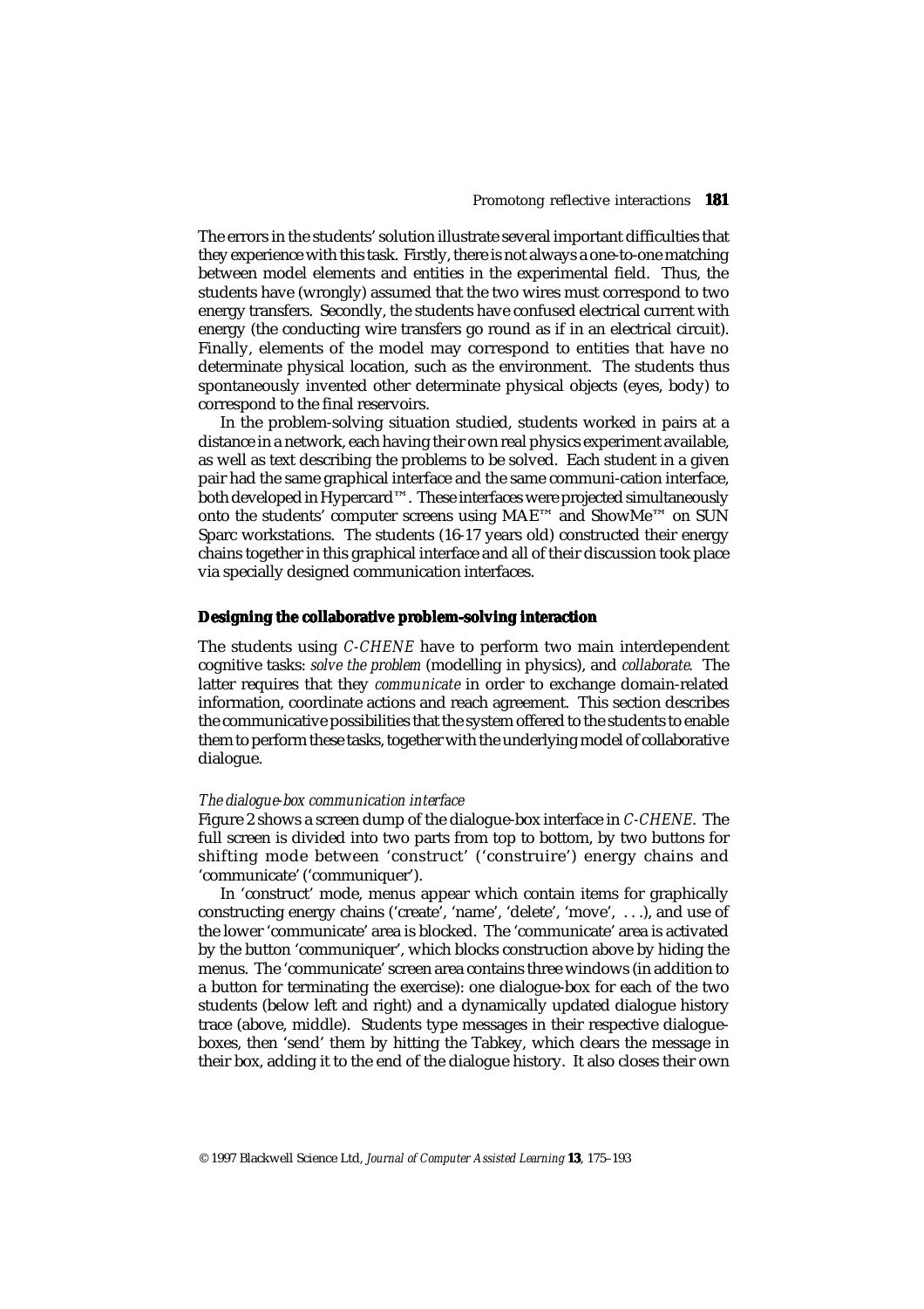The errors in the students' solution illustrate several important difficulties that they experience with this task. Firstly, there is not always a one-to-one matching between model elements and entities in the experimental field. Thus, the students have (wrongly) assumed that the two wires must correspond to two energy transfers. Secondly, the students have confused electrical current with energy (the conducting wire transfers go round as if in an electrical circuit). Finally, elements of the model may correspond to entities that have no determinate physical location, such as the environment. The students thus spontaneously invented other determinate physical objects (eyes, body) to correspond to the final reservoirs.

In the problem-solving situation studied, students worked in pairs at a distance in a network, each having their own real physics experiment available, as well as text describing the problems to be solved. Each student in a given pair had the same graphical interface and the same communi-cation interface, both developed in Hypercard™. These interfaces were projected simultaneously onto the students' computer screens using MAE™ and ShowMe™ on SUN Sparc workstations. The students (16-17 years old) constructed their energy chains together in this graphical interface and all of their discussion took place via specially designed communication interfaces.

## Designing the collaborative problem-solving interaction

The students using *C-CHENE* have to perform two main interdependent cognitive tasks: *solve the problem* (modelling in physics), and *collaborate*. The latter requires that they *communicate* in order to exchange domain-related information, coordinate actions and reach agreement. This section describes the communicative possibilities that the system offered to the students to enable them to perform these tasks, together with the underlying model of collaborative dialogue.

### *The dialogue-box communication interface*

Figure 2 shows a screen dump of the dialogue-box interface in *C-CHENE*. The full screen is divided into two parts from top to bottom, by two buttons for shifting mode between 'construct' ('construire') energy chains and 'communicate' ('communiquer').

In 'construct' mode, menus appear which contain items for graphically constructing energy chains ('create', 'name', 'delete', 'move', . . .), and use of the lower 'communicate' area is blocked. The 'communicate' area is activated by the button 'communiquer', which blocks construction above by hiding the menus. The 'communicate' screen area contains three windows (in addition to a button for terminating the exercise): one dialogue-box for each of the two students (below left and right) and a dynamically updated dialogue history trace (above, middle). Students type messages in their respective dialogue-boxes, then 'send' them by hitting the Tabkey, which clears the message in their box, adding it to the end of the dialogue history. It also closes their own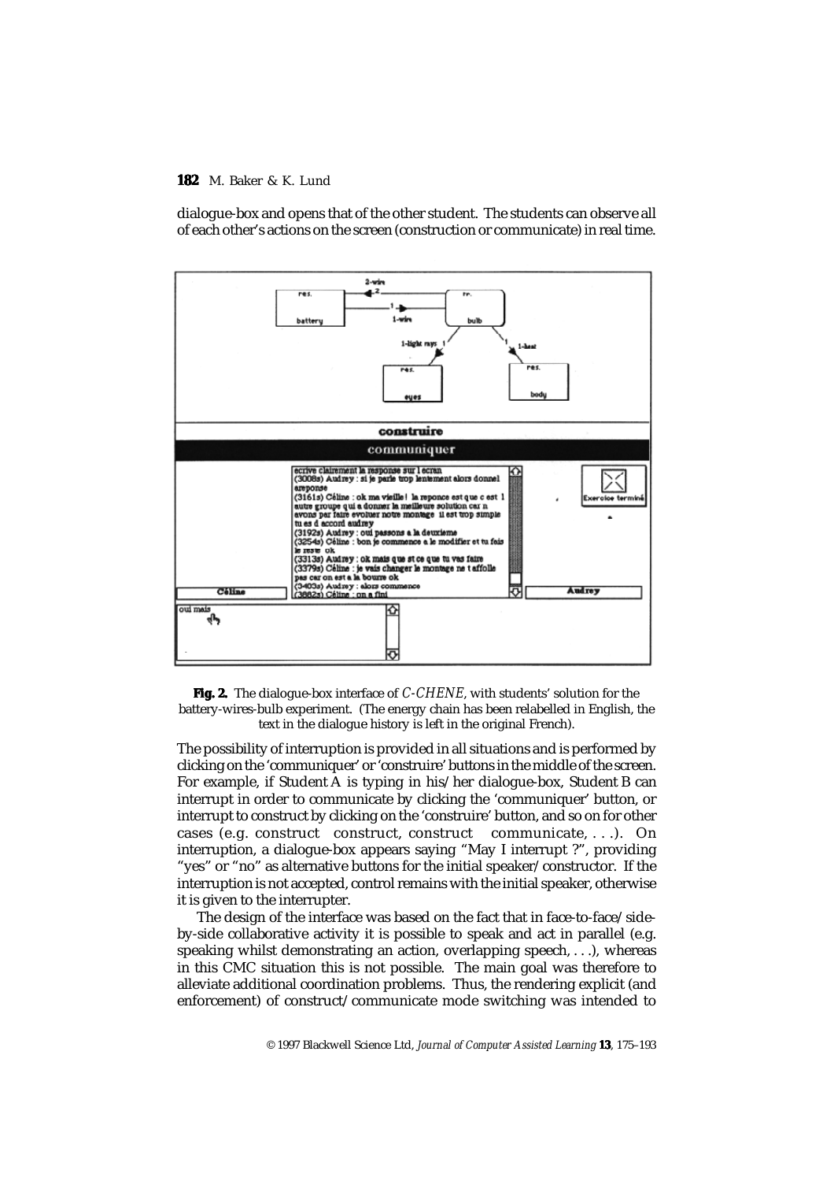dialogue-box and opens that of the other student. The students can observe all of each other's actions on the screen (construction or communicate) in real time.

**Fig. 2.** The dialogue-box interface of *C-CHENE*, with students' solution for the battery-wires-bulb experiment. (The energy chain has been relabelled in English, the text in the dialogue history is left in the original French).

The possibility of interruption is provided in all situations and is performed by clicking on the 'communiquer' or 'construire' buttons in the middle of the screen. For example, if Student A is typing in his/her dialogue-box, Student B can interrupt in order to communicate by clicking the 'communiquer' button, or interrupt to construct by clicking on the 'construire' button, and so on for other cases (e.g. construct construct, construct communicate, . . .). On interruption, a dialogue-box appears saying "May I interrupt ?", providing "yes" or "no" as alternative buttons for the initial speaker/constructor. If the interruption is not accepted, control remains with the initial speaker, otherwise it is given to the interrupter.

The design of the interface was based on the fact that in face-to-face/side-by-side collaborative activity it is possible to speak and act in parallel (e.g. speaking whilst demonstrating an action, overlapping speech, . . .), whereas in this CMC situation this is not possible. The main goal was therefore to alleviate additional coordination problems. Thus, the rendering explicit (and enforcement) of construct/communicate mode switching was intended to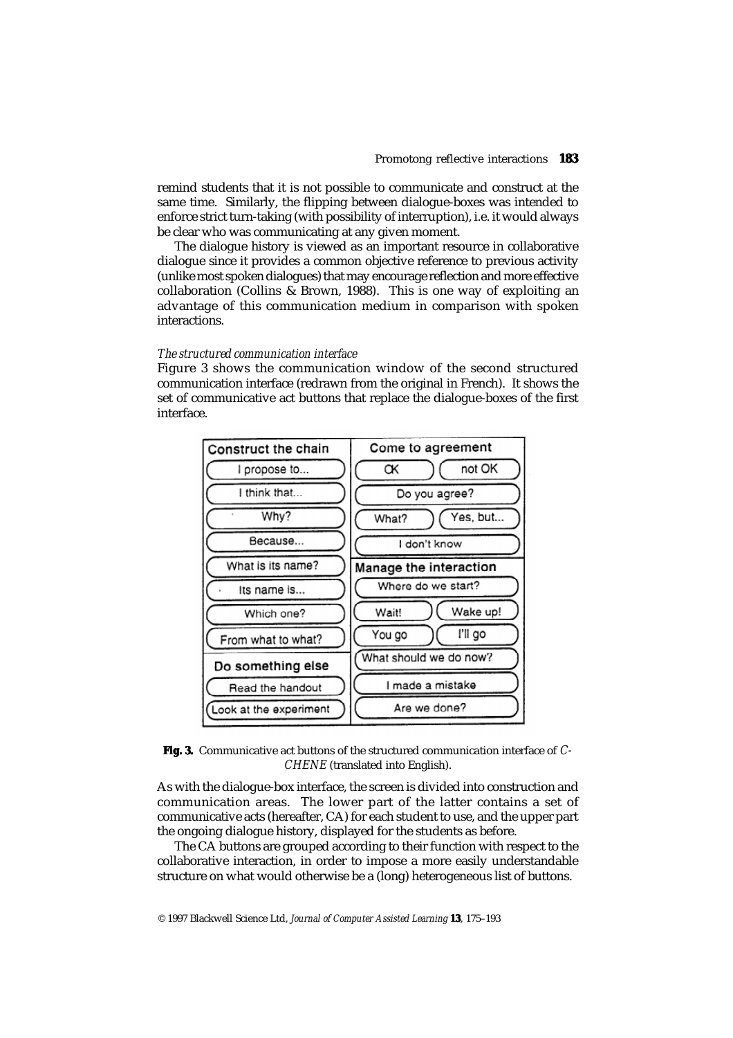remind students that it is not possible to communicate and construct at the same time. Similarly, the flipping between dialogue-boxes was intended to enforce strict turn-taking (with possibility of interruption), i.e. it would always be clear who was communicating at any given moment.

The dialogue history is viewed as an important resource in collaborative dialogue since it provides a common objective reference to previous activity (unlike most spoken dialogues) that may encourage reflection and more effective collaboration (Collins & Brown, 1988). This is one way of exploiting an advantage of this communication medium in comparison with spoken interactions.

*The structured communication interface*

Figure 3 shows the communication window of the second structured communication interface (redrawn from the original in French). It shows the set of communicative act buttons that replace the dialogue-boxes of the first interface.

| Construct the chain | Come to agreement |
|---|---|
| I propose to... | OK / not OK |
| I think that... | Do you agree? |
| Why? | What? / Yes, but... |
| Because... | I don't know |
| What is its name? | **Manage the interaction** |
| Its name is... | Where do we start? |
| Which one? | Wait! / Wake up! |
| From what to what? | You go / I'll go |
| **Do something else** | What should we do now? |
| Read the handout | I made a mistake |
| Look at the experiment | Are we done? |

**Fig. 3.** Communicative act buttons of the structured communication interface of *C-CHENE* (translated into English).

As with the dialogue-box interface, the screen is divided into construction and communication areas. The lower part of the latter contains a set of communicative acts (hereafter, CA) for each student to use, and the upper part the ongoing dialogue history, displayed for the students as before.

The CA buttons are grouped according to their function with respect to the collaborative interaction, in order to impose a more easily understandable structure on what would otherwise be a (long) heterogeneous list of buttons.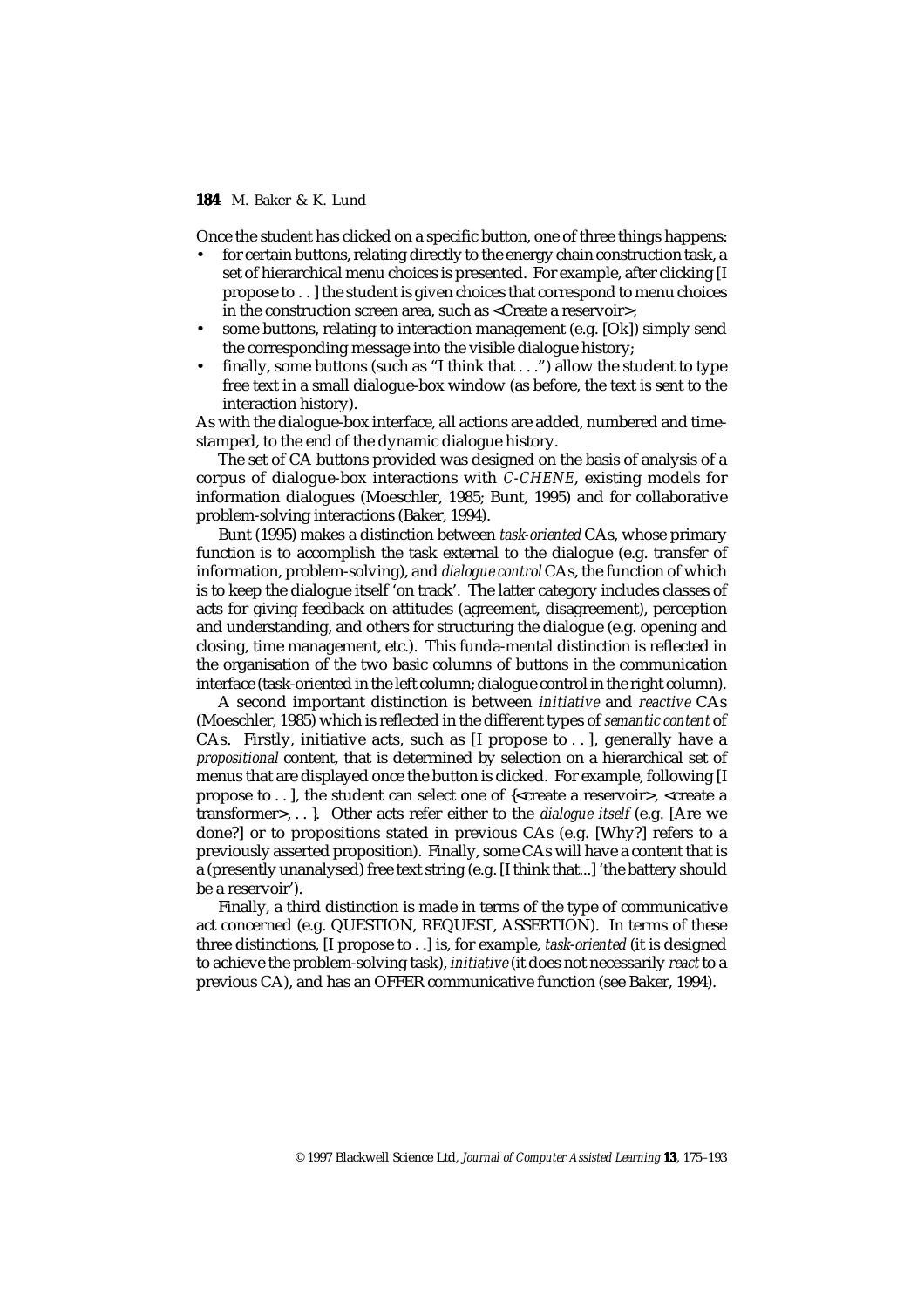Once the student has clicked on a specific button, one of three things happens:

- for certain buttons, relating directly to the energy chain construction task, a set of hierarchical menu choices is presented. For example, after clicking [I propose to . . ] the student is given choices that correspond to menu choices in the construction screen area, such as <Create a reservoir>;
- some buttons, relating to interaction management (e.g. [Ok]) simply send the corresponding message into the visible dialogue history;
- finally, some buttons (such as "I think that . . .") allow the student to type free text in a small dialogue-box window (as before, the text is sent to the interaction history).

As with the dialogue-box interface, all actions are added, numbered and time-stamped, to the end of the dynamic dialogue history.

The set of CA buttons provided was designed on the basis of analysis of a corpus of dialogue-box interactions with *C-CHENE*, existing models for information dialogues (Moeschler, 1985; Bunt, 1995) and for collaborative problem-solving interactions (Baker, 1994).

Bunt (1995) makes a distinction between *task-oriented* CAs, whose primary function is to accomplish the task external to the dialogue (e.g. transfer of information, problem-solving), and *dialogue control* CAs, the function of which is to keep the dialogue itself 'on track'. The latter category includes classes of acts for giving feedback on attitudes (agreement, disagreement), perception and understanding, and others for structuring the dialogue (e.g. opening and closing, time management, etc.). This funda-mental distinction is reflected in the organisation of the two basic columns of buttons in the communication interface (task-oriented in the left column; dialogue control in the right column).

A second important distinction is between *initiative* and *reactive* CAs (Moeschler, 1985) which is reflected in the different types of *semantic content* of CAs. Firstly, initiative acts, such as [I propose to . . ], generally have a *propositional* content, that is determined by selection on a hierarchical set of menus that are displayed once the button is clicked. For example, following [I propose to . . ], the student can select one of {<create a reservoir>, <create a transformer>, . . }. Other acts refer either to the *dialogue itself* (e.g. [Are we done?] or to propositions stated in previous CAs (e.g. [Why?] refers to a previously asserted proposition). Finally, some CAs will have a content that is a (presently unanalysed) free text string (e.g. [I think that...] 'the battery should be a reservoir').

Finally, a third distinction is made in terms of the type of communicative act concerned (e.g. QUESTION, REQUEST, ASSERTION). In terms of these three distinctions, [I propose to . .] is, for example, *task-oriented* (it is designed to achieve the problem-solving task), *initiative* (it does not necessarily *react* to a previous CA), and has an OFFER communicative function (see Baker, 1994).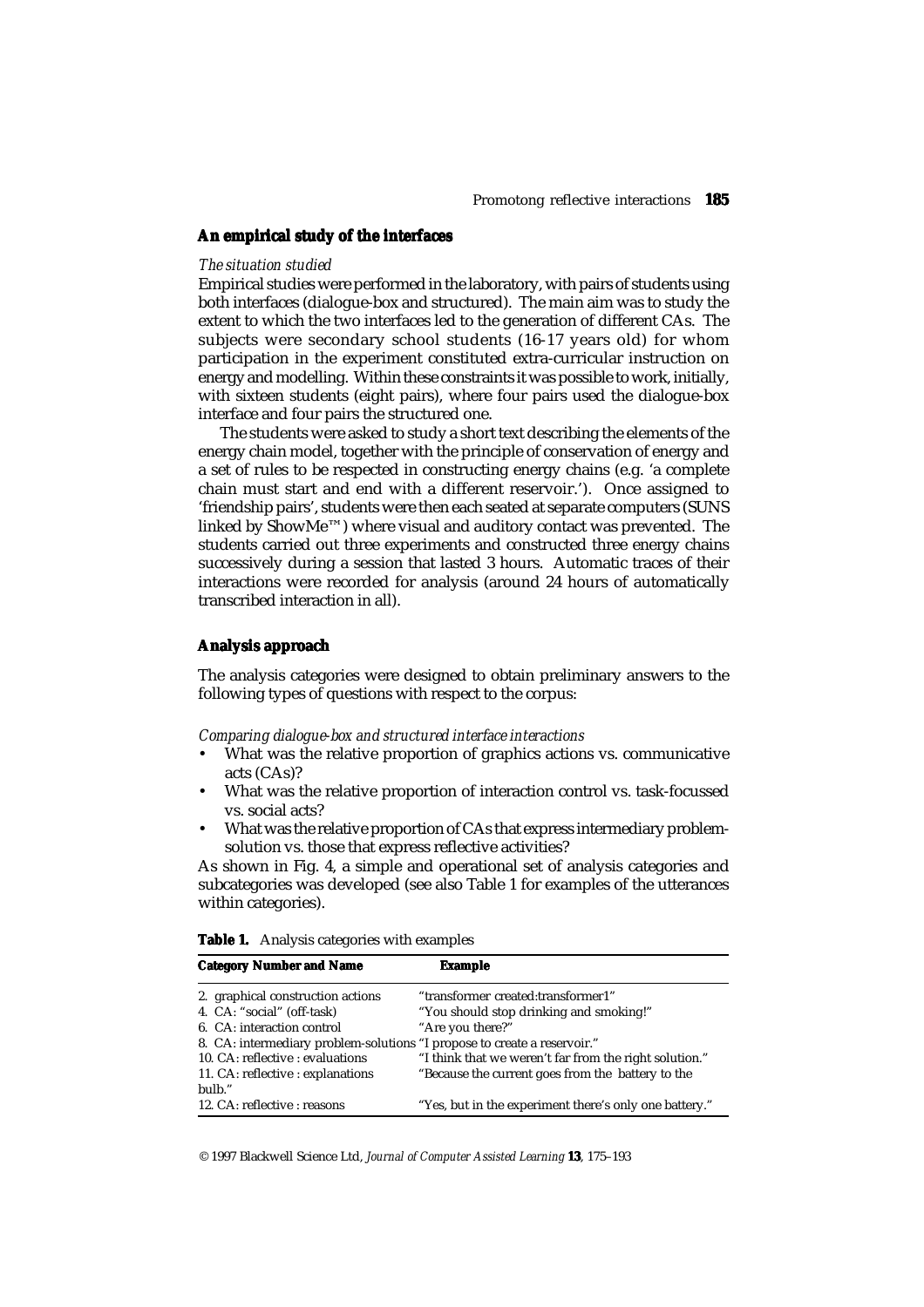## An empirical study of the interfaces

*The situation studied*

Empirical studies were performed in the laboratory, with pairs of students using both interfaces (dialogue-box and structured). The main aim was to study the extent to which the two interfaces led to the generation of different CAs. The subjects were secondary school students (16-17 years old) for whom participation in the experiment constituted extra-curricular instruction on energy and modelling. Within these constraints it was possible to work, initially, with sixteen students (eight pairs), where four pairs used the dialogue-box interface and four pairs the structured one.

The students were asked to study a short text describing the elements of the energy chain model, together with the principle of conservation of energy and a set of rules to be respected in constructing energy chains (e.g. 'a complete chain must start and end with a different reservoir.'). Once assigned to 'friendship pairs', students were then each seated at separate computers (SUNS linked by ShowMe™) where visual and auditory contact was prevented. The students carried out three experiments and constructed three energy chains successively during a session that lasted 3 hours. Automatic traces of their interactions were recorded for analysis (around 24 hours of automatically transcribed interaction in all).

## Analysis approach

The analysis categories were designed to obtain preliminary answers to the following types of questions with respect to the corpus:

*Comparing dialogue-box and structured interface interactions*

- What was the relative proportion of graphics actions vs. communicative acts (CAs)?
- What was the relative proportion of interaction control vs. task-focussed vs. social acts?
- What was the relative proportion of CAs that express intermediary problem-solution vs. those that express reflective activities?

As shown in Fig. 4, a simple and operational set of analysis categories and subcategories was developed (see also Table 1 for examples of the utterances within categories).

**Table 1.** Analysis categories with examples

| Category Number and Name | Example |
|---|---|
| 2. graphical construction actions | "transformer created:transformer1" |
| 4. CA: "social" (off-task) | "You should stop drinking and smoking!" |
| 6. CA: interaction control | "Are you there?" |
| 8. CA: intermediary problem-solutions | "I propose to create a reservoir." |
| 10. CA: reflective : evaluations | "I think that we weren't far from the right solution." |
| 11. CA: reflective : explanations | "Because the current goes from the battery to the bulb." |
| 12. CA: reflective : reasons | "Yes, but in the experiment there's only one battery." |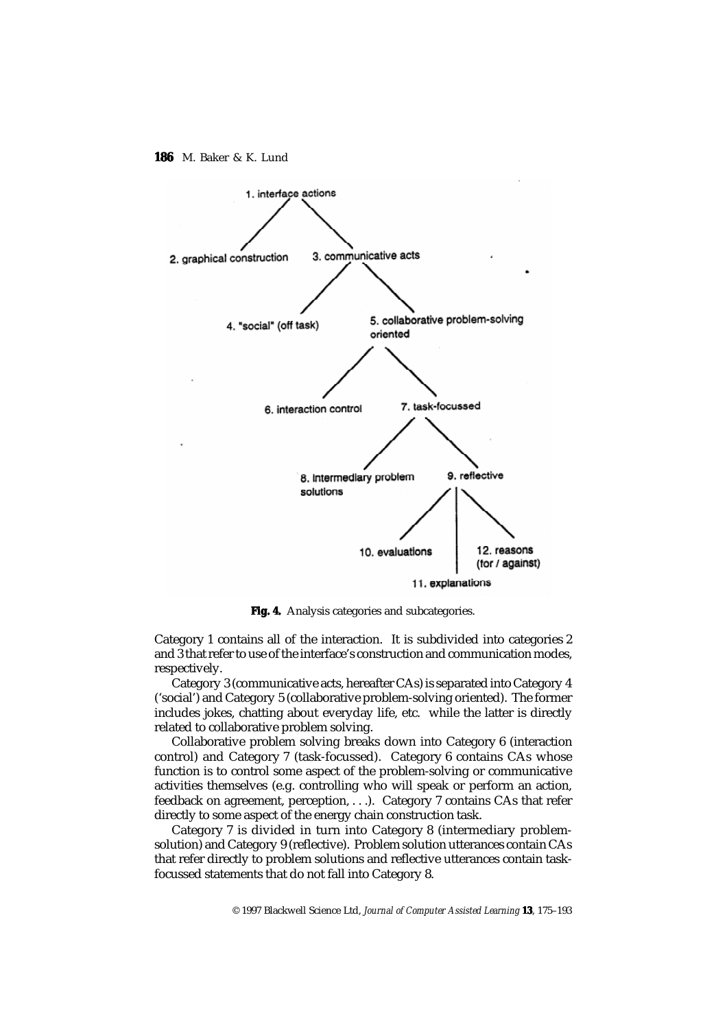**Fig. 4.** Analysis categories and subcategories.

Category 1 contains all of the interaction. It is subdivided into categories 2 and 3 that refer to use of the interface's construction and communication modes, respectively.

Category 3 (communicative acts, hereafter CAs) is separated into Category 4 ('social') and Category 5 (collaborative problem-solving oriented). The former includes jokes, chatting about everyday life, etc. while the latter is directly related to collaborative problem solving.

Collaborative problem solving breaks down into Category 6 (interaction control) and Category 7 (task-focussed). Category 6 contains CAs whose function is to control some aspect of the problem-solving or communicative activities themselves (e.g. controlling who will speak or perform an action, feedback on agreement, perception, . . .). Category 7 contains CAs that refer directly to some aspect of the energy chain construction task.

Category 7 is divided in turn into Category 8 (intermediary problem-solution) and Category 9 (reflective). Problem solution utterances contain CAs that refer directly to problem solutions and reflective utterances contain task-focussed statements that do not fall into Category 8.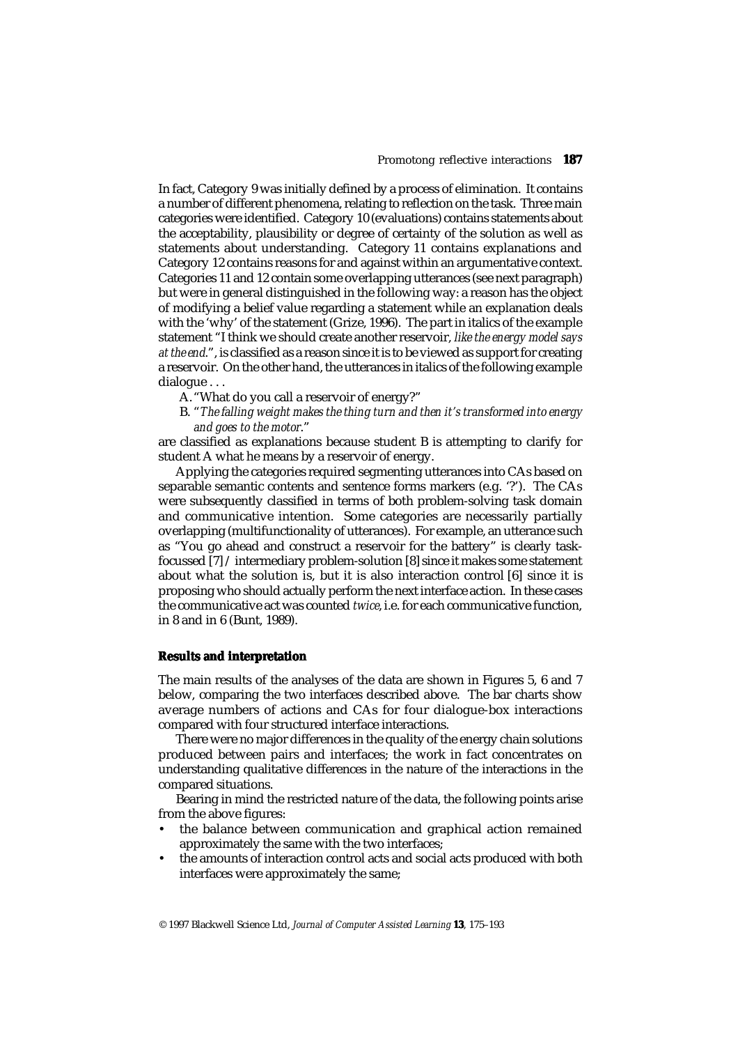In fact, Category 9 was initially defined by a process of elimination. It contains a number of different phenomena, relating to reflection on the task. Three main categories were identified. Category 10 (evaluations) contains statements about the acceptability, plausibility or degree of certainty of the solution as well as statements about understanding. Category 11 contains explanations and Category 12 contains reasons for and against within an argumentative context. Categories 11 and 12 contain some overlapping utterances (see next paragraph) but were in general distinguished in the following way: a reason has the object of modifying a belief value regarding a statement while an explanation deals with the 'why' of the statement (Grize, 1996). The part in italics of the example statement "I think we should create another reservoir, *like the energy model says at the end*.", is classified as a reason since it is to be viewed as support for creating a reservoir. On the other hand, the utterances in italics of the following example dialogue . . .

A. "What do you call a reservoir of energy?"

B. "*The falling weight makes the thing turn and then it's transformed into energy and goes to the motor.*"

are classified as explanations because student B is attempting to clarify for student A what he means by a reservoir of energy.

Applying the categories required segmenting utterances into CAs based on separable semantic contents and sentence forms markers (e.g. '?'). The CAs were subsequently classified in terms of both problem-solving task domain and communicative intention. Some categories are necessarily partially overlapping (multifunctionality of utterances). For example, an utterance such as "You go ahead and construct a reservoir for the battery" is clearly task-focussed [7] / intermediary problem-solution [8] since it makes some statement about what the solution is, but it is also interaction control [6] since it is proposing who should actually perform the next interface action. In these cases the communicative act was counted *twice*, i.e. for each communicative function, in 8 and in 6 (Bunt, 1989).

### Results and interpretation

The main results of the analyses of the data are shown in Figures 5, 6 and 7 below, comparing the two interfaces described above. The bar charts show average numbers of actions and CAs for four dialogue-box interactions compared with four structured interface interactions.

There were no major differences in the quality of the energy chain solutions produced between pairs and interfaces; the work in fact concentrates on understanding qualitative differences in the nature of the interactions in the compared situations.

Bearing in mind the restricted nature of the data, the following points arise from the above figures:

- the balance between communication and graphical action remained approximately the same with the two interfaces;
- the amounts of interaction control acts and social acts produced with both interfaces were approximately the same;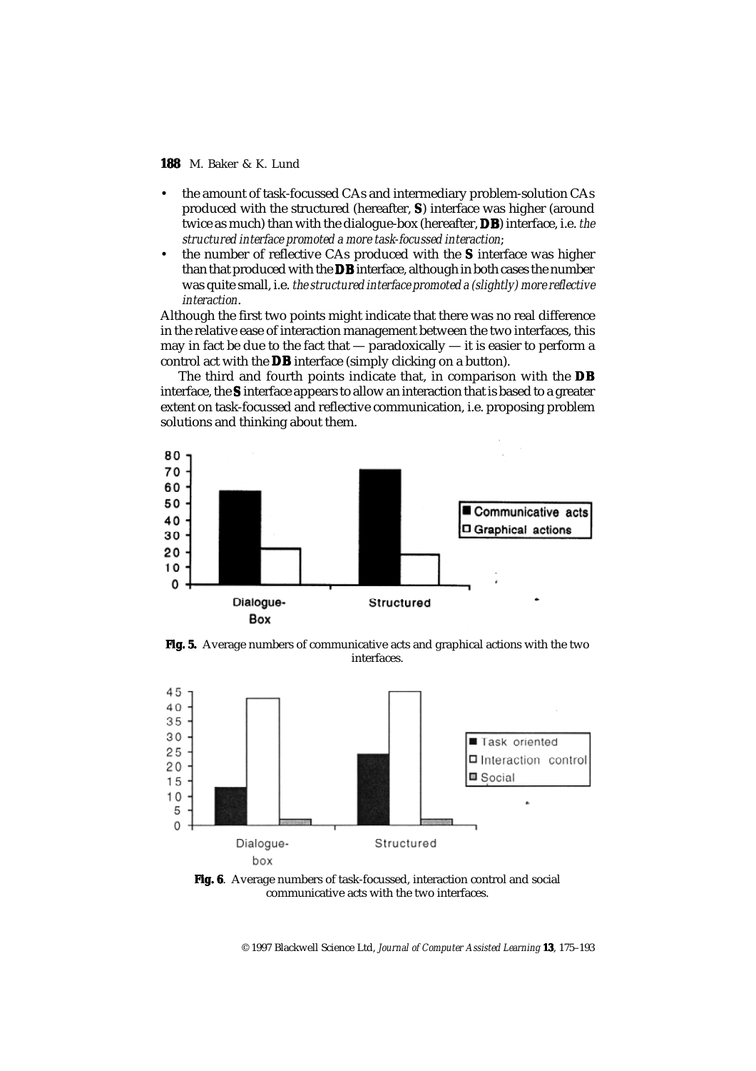- the amount of task-focussed CAs and intermediary problem-solution CAs produced with the structured (hereafter, **S**) interface was higher (around twice as much) than with the dialogue-box (hereafter, **DB**) interface, i.e. *the structured interface promoted a more task-focussed interaction*;
- the number of reflective CAs produced with the **S** interface was higher than that produced with the **DB** interface, although in both cases the number was quite small, i.e. *the structured interface promoted a (slightly) more reflective interaction*.

Although the first two points might indicate that there was no real difference in the relative ease of interaction management between the two interfaces, this may in fact be due to the fact that — paradoxically — it is easier to perform a control act with the **DB** interface (simply clicking on a button).

The third and fourth points indicate that, in comparison with the **DB** interface, the **S** interface appears to allow an interaction that is based to a greater extent on task-focussed and reflective communication, i.e. proposing problem solutions and thinking about them.

**Fig. 5.** Average numbers of communicative acts and graphical actions with the two interfaces.

**Fig. 6**. Average numbers of task-focussed, interaction control and social communicative acts with the two interfaces.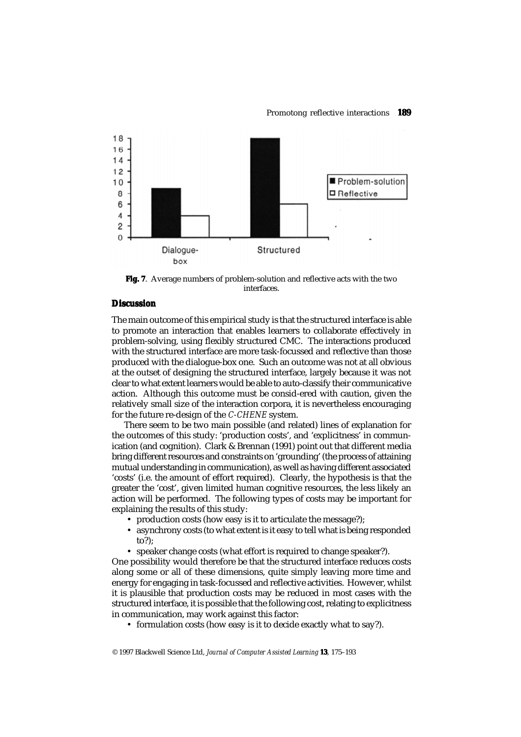**Fig. 7**. Average numbers of problem-solution and reflective acts with the two interfaces.

## Discussion

The main outcome of this empirical study is that the structured interface is able to promote an interaction that enables learners to collaborate effectively in problem-solving, using flexibly structured CMC. The interactions produced with the structured interface are more task-focussed and reflective than those produced with the dialogue-box one. Such an outcome was not at all obvious at the outset of designing the structured interface, largely because it was not clear to what extent learners would be able to auto-classify their communicative action. Although this outcome must be consid-ered with caution, given the relatively small size of the interaction corpora, it is nevertheless encouraging for the future re-design of the *C-CHENE* system.

There seem to be two main possible (and related) lines of explanation for the outcomes of this study: 'production costs', and 'explicitness' in communication (and cognition). Clark & Brennan (1991) point out that different media bring different resources and constraints on 'grounding' (the process of attaining mutual understanding in communication), as well as having different associated 'costs' (i.e. the amount of effort required). Clearly, the hypothesis is that the greater the 'cost', given limited human cognitive resources, the less likely an action will be performed. The following types of costs may be important for explaining the results of this study:

- production costs (how easy is it to articulate the message?);
- asynchrony costs (to what extent is it easy to tell what is being responded to?);
- speaker change costs (what effort is required to change speaker?).

One possibility would therefore be that the structured interface reduces costs along some or all of these dimensions, quite simply leaving more time and energy for engaging in task-focussed and reflective activities. However, whilst it is plausible that production costs may be reduced in most cases with the structured interface, it is possible that the following cost, relating to explicitness in communication, may work against this factor:

- formulation costs (how easy is it to decide exactly what to say?).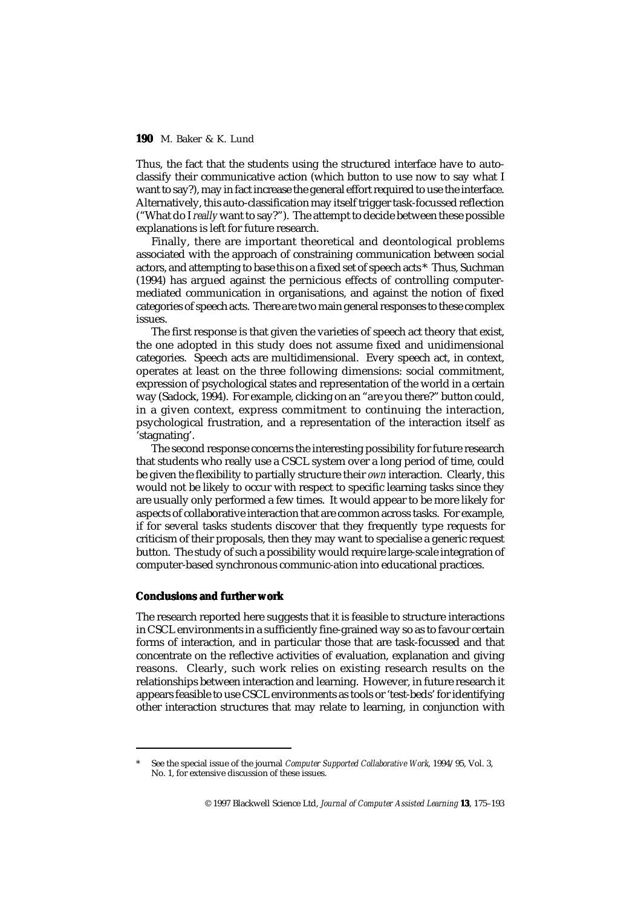Thus, the fact that the students using the structured interface have to auto-classify their communicative action (which button to use now to say what I want to say?), may in fact increase the general effort required to use the interface. Alternatively, this auto-classification may itself trigger task-focussed reflection ("What do I *really* want to say?"). The attempt to decide between these possible explanations is left for future research.

Finally, there are important theoretical and deontological problems associated with the approach of constraining communication between social actors, and attempting to base this on a fixed set of speech acts*. Thus, Suchman (1994) has argued against the pernicious effects of controlling computer-mediated communication in organisations, and against the notion of fixed categories of speech acts. There are two main general responses to these complex issues.

The first response is that given the varieties of speech act theory that exist, the one adopted in this study does not assume fixed and unidimensional categories. Speech acts are multidimensional. Every speech act, in context, operates at least on the three following dimensions: social commitment, expression of psychological states and representation of the world in a certain way (Sadock, 1994). For example, clicking on an "are you there?" button could, in a given context, express commitment to continuing the interaction, psychological frustration, and a representation of the interaction itself as 'stagnating'.

The second response concerns the interesting possibility for future research that students who really use a CSCL system over a long period of time, could be given the flexibility to partially structure their *own* interaction. Clearly, this would not be likely to occur with respect to specific learning tasks since they are usually only performed a few times. It would appear to be more likely for aspects of collaborative interaction that are common across tasks. For example, if for several tasks students discover that they frequently type requests for criticism of their proposals, then they may want to specialise a generic request button. The study of such a possibility would require large-scale integration of computer-based synchronous communic-ation into educational practices.

## Conclusions and further work

The research reported here suggests that it is feasible to structure interactions in CSCL environments in a sufficiently fine-grained way so as to favour certain forms of interaction, and in particular those that are task-focussed and that concentrate on the reflective activities of evaluation, explanation and giving reasons. Clearly, such work relies on existing research results on the relationships between interaction and learning. However, in future research it appears feasible to use CSCL environments as tools or 'test-beds' for identifying other interaction structures that may relate to learning, in conjunction with

* See the special issue of the journal *Computer Supported Collaborative Work*, 1994/95, Vol. 3, No. 1, for extensive discussion of these issues.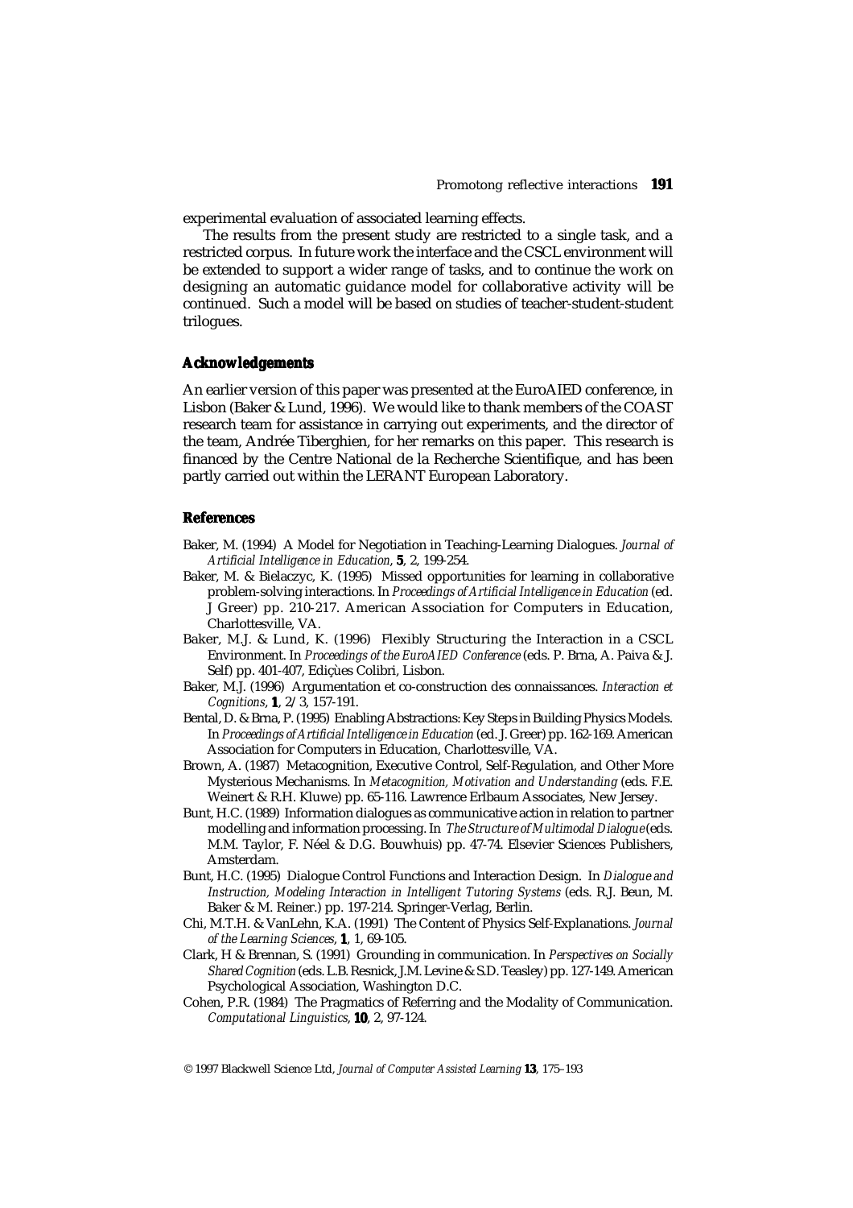experimental evaluation of associated learning effects.

The results from the present study are restricted to a single task, and a restricted corpus. In future work the interface and the CSCL environment will be extended to support a wider range of tasks, and to continue the work on designing an automatic guidance model for collaborative activity will be continued. Such a model will be based on studies of teacher-student-student trilogues.

## Acknowledgements

An earlier version of this paper was presented at the EuroAIED conference, in Lisbon (Baker & Lund, 1996). We would like to thank members of the COAST research team for assistance in carrying out experiments, and the director of the team, Andrée Tiberghien, for her remarks on this paper. This research is financed by the Centre National de la Recherche Scientifique, and has been partly carried out within the LERANT European Laboratory.

## References

Baker, M. (1994) A Model for Negotiation in Teaching-Learning Dialogues. *Journal of Artificial Intelligence in Education*, **5**, 2, 199-254.

Baker, M. & Bielaczyc, K. (1995) Missed opportunities for learning in collaborative problem-solving interactions. In *Proceedings of Artificial Intelligence in Education* (ed. J Greer) pp. 210-217. American Association for Computers in Education, Charlottesville, VA.

Baker, M.J. & Lund, K. (1996) Flexibly Structuring the Interaction in a CSCL Environment. In *Proceedings of the EuroAIED Conference* (eds. P. Brna, A. Paiva & J. Self) pp. 401-407, Ediçùes Colibri, Lisbon.

Baker, M.J. (1996) Argumentation et co-construction des connaissances. *Interaction et Cognitions*, **1**, 2/3, 157-191.

Bental, D. & Brna, P. (1995) Enabling Abstractions: Key Steps in Building Physics Models. In *Proceedings of Artificial Intelligence in Education* (ed. J. Greer) pp. 162-169. American Association for Computers in Education, Charlottesville, VA.

Brown, A. (1987) Metacognition, Executive Control, Self-Regulation, and Other More Mysterious Mechanisms. In *Metacognition, Motivation and Understanding* (eds. F.E. Weinert & R.H. Kluwe) pp. 65-116. Lawrence Erlbaum Associates, New Jersey.

Bunt, H.C. (1989) Information dialogues as communicative action in relation to partner modelling and information processing. In *The Structure of Multimodal Dialogue* (eds. M.M. Taylor, F. Néel & D.G. Bouwhuis) pp. 47-74. Elsevier Sciences Publishers, Amsterdam.

Bunt, H.C. (1995) Dialogue Control Functions and Interaction Design. In *Dialogue and Instruction, Modeling Interaction in Intelligent Tutoring Systems* (eds. R.J. Beun, M. Baker & M. Reiner.) pp. 197-214. Springer-Verlag, Berlin.

Chi, M.T.H. & VanLehn, K.A. (1991) The Content of Physics Self-Explanations. *Journal of the Learning Sciences*, **1**, 1, 69-105.

Clark, H & Brennan, S. (1991) Grounding in communication. In *Perspectives on Socially Shared Cognition* (eds. L.B. Resnick, J.M. Levine & S.D. Teasley) pp. 127-149. American Psychological Association, Washington D.C.

Cohen, P.R. (1984) The Pragmatics of Referring and the Modality of Communication. *Computational Linguistics*, **10**, 2, 97-124.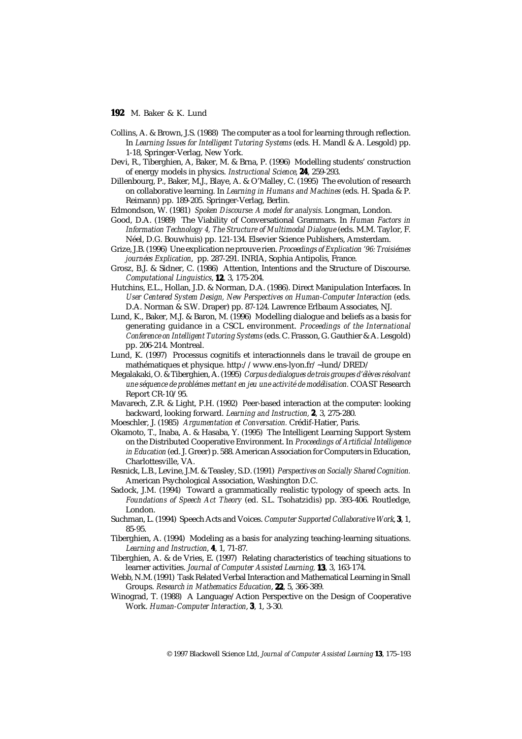Collins, A. & Brown, J.S. (1988) The computer as a tool for learning through reflection. In *Learning Issues for Intelligent Tutoring Systems* (eds. H. Mandl & A. Lesgold) pp. 1-18, Springer-Verlag, New York.

Devi, R., Tiberghien, A, Baker, M. & Brna, P. (1996) Modelling students' construction of energy models in physics. *Instructional Science*, **24**, 259-293.

Dillenbourg, P., Baker, M.J., Blaye, A. & O'Malley, C. (1995) The evolution of research on collaborative learning. In *Learning in Humans and Machines* (eds. H. Spada & P. Reimann) pp. 189-205. Springer-Verlag, Berlin.

Edmondson, W. (1981) *Spoken Discourse: A model for analysis*. Longman, London.

Good, D.A. (1989) The Viability of Conversational Grammars. In *Human Factors in Information Technology 4, The Structure of Multimodal Dialogue* (eds. M.M. Taylor, F. Néel, D.G. Bouwhuis) pp. 121-134. Elsevier Science Publishers, Amsterdam.

Grize, J.B. (1996) Une explication ne prouve rien. *Proceedings of Explication '96: Troisiémes journées Explication*, pp. 287-291. INRIA, Sophia Antipolis, France.

Grosz, B.J. & Sidner, C. (1986) Attention, Intentions and the Structure of Discourse. *Computational Linguistics*, **12**, 3, 175-204.

Hutchins, E.L., Hollan, J.D. & Norman, D.A. (1986). Direct Manipulation Interfaces. In *User Centered System Design, New Perspectives on Human-Computer Interaction* (eds. D.A. Norman & S.W. Draper) pp. 87-124. Lawrence Erlbaum Associates, NJ.

Lund, K., Baker, M.J. & Baron, M. (1996) Modelling dialogue and beliefs as a basis for generating guidance in a CSCL environment. *Proceedings of the International Conference on Intelligent Tutoring Systems* (eds. C. Frasson, G. Gauthier & A. Lesgold) pp. 206-214. Montreal.

Lund, K. (1997) Processus cognitifs et interactionnels dans le travail de groupe en mathématiques et physique. http://www.ens-lyon.fr/~lund/DRED/

Megalakaki, O. & Tiberghien, A. (1995) *Corpus de dialogues de trois groupes d'élèves résolvant une séquence de problémes mettant en jeu une activité de modélisation.* COAST Research Report CR-10/95.

Mavarech, Z.R. & Light, P.H. (1992) Peer-based interaction at the computer: looking backward, looking forward. *Learning and Instruction,* **2**, 3, 275-280.

Moeschler, J. (1985) *Argumentation et Conversation.* Crédif-Hatier, Paris.

Okamoto, T., Inaba, A. & Hasaba, Y. (1995) The Intelligent Learning Support System on the Distributed Cooperative Environment. In *Proceedings of Artificial Intelligence in Education* (ed. J. Greer) p. 588. American Association for Computers in Education, Charlottesville, VA.

Resnick, L.B., Levine, J.M. & Teasley, S.D. (1991) *Perspectives on Socially Shared Cognition.* American Psychological Association, Washington D.C.

Sadock, J.M. (1994) Toward a grammatically realistic typology of speech acts. In *Foundations of Speech Act Theory* (ed. S.L. Tsohatzidis) pp. 393-406. Routledge, London.

Suchman, L. (1994) Speech Acts and Voices. *Computer Supported Collaborative Work*, **3**, 1, 85-95.

Tiberghien, A. (1994) Modeling as a basis for analyzing teaching-learning situations. *Learning and Instruction*, **4**, 1, 71-87.

Tiberghien, A. & de Vries, E. (1997) Relating characteristics of teaching situations to learner activities. *Journal of Computer Assisted Learning,* **13**, 3, 163-174.

Webb, N.M. (1991) Task Related Verbal Interaction and Mathematical Learning in Small Groups. *Research in Mathematics Education*, **22**, 5, 366-389.

Winograd, T. (1988) A Language/Action Perspective on the Design of Cooperative Work. *Human-Computer Interaction*, **3**, 1, 3-30.